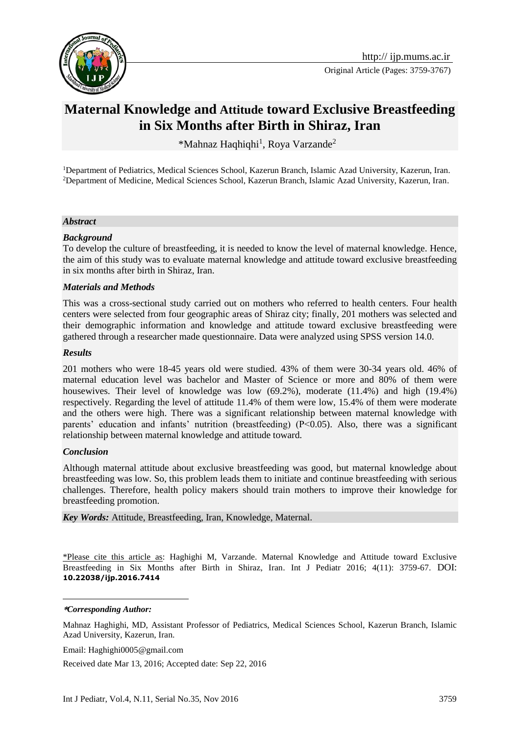Original Article (Pages: 3759-3767)

# Maternal Knowledge and Attitude toward Exclusive Breastfeeding in Six Months after Birth in Shiraz, Iran

*Mahnaz Haqhiqhi[1], Roya Varzande[2]

[1]Department of Pediatrics, Medical Sciences School, Kazerun Branch, Islamic Azad University, Kazerun, Iran.
[2]Department of Medicine, Medical Sciences School, Kazerun Branch, Islamic Azad University, Kazerun, Iran.

## *Abstract*

### *Background*

To develop the culture of breastfeeding, it is needed to know the level of maternal knowledge. Hence, the aim of this study was to evaluate maternal knowledge and attitude toward exclusive breastfeeding in six months after birth in Shiraz, Iran.

### *Materials and Methods*

This was a cross-sectional study carried out on mothers who referred to health centers. Four health centers were selected from four geographic areas of Shiraz city; finally, 201 mothers was selected and their demographic information and knowledge and attitude toward exclusive breastfeeding were gathered through a researcher made questionnaire. Data were analyzed using SPSS version 14.0.

### *Results*

201 mothers who were 18-45 years old were studied. 43% of them were 30-34 years old. 46% of maternal education level was bachelor and Master of Science or more and 80% of them were housewives. Their level of knowledge was low (69.2%), moderate (11.4%) and high (19.4%) respectively. Regarding the level of attitude 11.4% of them were low, 15.4% of them were moderate and the others were high. There was a significant relationship between maternal knowledge with parents' education and infants' nutrition (breastfeeding) ($P<0.05$). Also, there was a significant relationship between maternal knowledge and attitude toward.

### *Conclusion*

Although maternal attitude about exclusive breastfeeding was good, but maternal knowledge about breastfeeding was low. So, this problem leads them to initiate and continue breastfeeding with serious challenges. Therefore, health policy makers should train mothers to improve their knowledge for breastfeeding promotion.

***Key Words:*** Attitude, Breastfeeding, Iran, Knowledge, Maternal.

*Please cite this article as: Haghighi M, Varzande. Maternal Knowledge and Attitude toward Exclusive Breastfeeding in Six Months after Birth in Shiraz, Iran. Int J Pediatr 2016; 4(11): 3759-67. DOI: **10.22038/ijp.2016.7414**

***Corresponding Author:***

Mahnaz Haghighi, MD, Assistant Professor of Pediatrics, Medical Sciences School, Kazerun Branch, Islamic Azad University, Kazerun, Iran.

Email: Haghighi0005@gmail.com

Received date Mar 13, 2016; Accepted date: Sep 22, 2016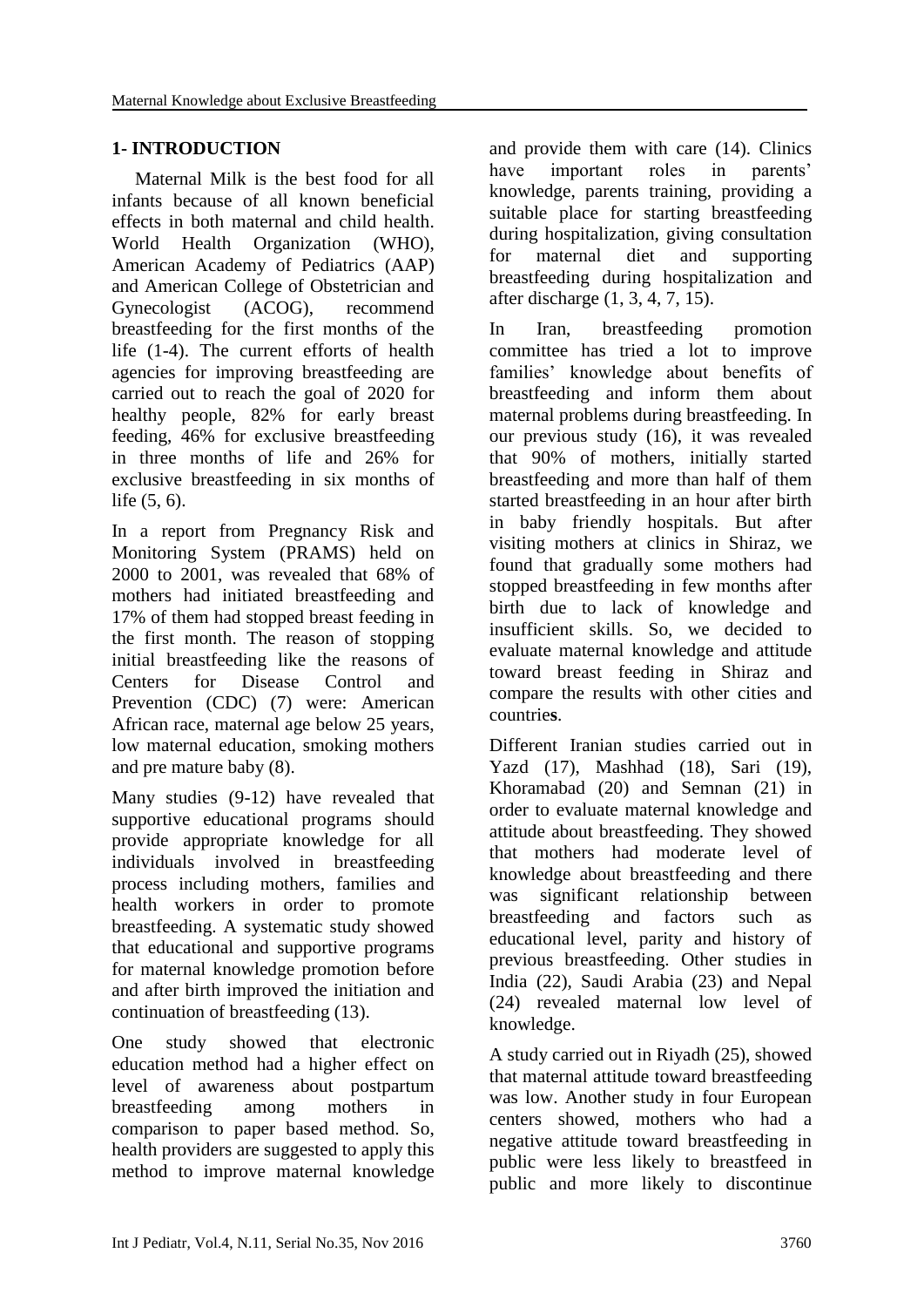## 1- INTRODUCTION

Maternal Milk is the best food for all infants because of all known beneficial effects in both maternal and child health. World Health Organization (WHO), American Academy of Pediatrics (AAP) and American College of Obstetrician and Gynecologist (ACOG), recommend breastfeeding for the first months of the life (1-4). The current efforts of health agencies for improving breastfeeding are carried out to reach the goal of 2020 for healthy people, 82% for early breast feeding, 46% for exclusive breastfeeding in three months of life and 26% for exclusive breastfeeding in six months of life (5, 6).

In a report from Pregnancy Risk and Monitoring System (PRAMS) held on 2000 to 2001, was revealed that 68% of mothers had initiated breastfeeding and 17% of them had stopped breast feeding in the first month. The reason of stopping initial breastfeeding like the reasons of Centers for Disease Control and Prevention (CDC) (7) were: American African race, maternal age below 25 years, low maternal education, smoking mothers and pre mature baby (8).

Many studies (9-12) have revealed that supportive educational programs should provide appropriate knowledge for all individuals involved in breastfeeding process including mothers, families and health workers in order to promote breastfeeding. A systematic study showed that educational and supportive programs for maternal knowledge promotion before and after birth improved the initiation and continuation of breastfeeding (13).

One study showed that electronic education method had a higher effect on level of awareness about postpartum breastfeeding among mothers in comparison to paper based method. So, health providers are suggested to apply this method to improve maternal knowledge and provide them with care (14). Clinics have important roles in parents' knowledge, parents training, providing a suitable place for starting breastfeeding during hospitalization, giving consultation for maternal diet and supporting breastfeeding during hospitalization and after discharge (1, 3, 4, 7, 15).

In Iran, breastfeeding promotion committee has tried a lot to improve families' knowledge about benefits of breastfeeding and inform them about maternal problems during breastfeeding. In our previous study (16), it was revealed that 90% of mothers, initially started breastfeeding and more than half of them started breastfeeding in an hour after birth in baby friendly hospitals. But after visiting mothers at clinics in Shiraz, we found that gradually some mothers had stopped breastfeeding in few months after birth due to lack of knowledge and insufficient skills. So, we decided to evaluate maternal knowledge and attitude toward breast feeding in Shiraz and compare the results with other cities and countries.

Different Iranian studies carried out in Yazd (17), Mashhad (18), Sari (19), Khoramabad (20) and Semnan (21) in order to evaluate maternal knowledge and attitude about breastfeeding. They showed that mothers had moderate level of knowledge about breastfeeding and there was significant relationship between breastfeeding and factors such as educational level, parity and history of previous breastfeeding. Other studies in India (22), Saudi Arabia (23) and Nepal (24) revealed maternal low level of knowledge.

A study carried out in Riyadh (25), showed that maternal attitude toward breastfeeding was low. Another study in four European centers showed, mothers who had a negative attitude toward breastfeeding in public were less likely to breastfeed in public and more likely to discontinue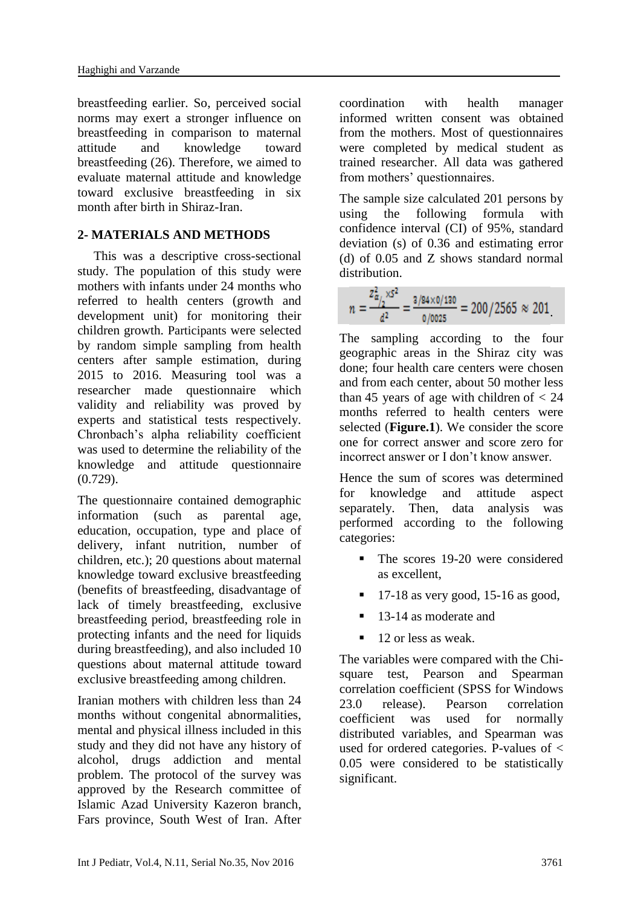breastfeeding earlier. So, perceived social norms may exert a stronger influence on breastfeeding in comparison to maternal attitude and knowledge toward breastfeeding (26). Therefore, we aimed to evaluate maternal attitude and knowledge toward exclusive breastfeeding in six month after birth in Shiraz-Iran.

## 2- MATERIALS AND METHODS

This was a descriptive cross-sectional study. The population of this study were mothers with infants under 24 months who referred to health centers (growth and development unit) for monitoring their children growth. Participants were selected by random simple sampling from health centers after sample estimation, during 2015 to 2016. Measuring tool was a researcher made questionnaire which validity and reliability was proved by experts and statistical tests respectively. Chronbach's alpha reliability coefficient was used to determine the reliability of the knowledge and attitude questionnaire (0.729).

The questionnaire contained demographic information (such as parental age, education, occupation, type and place of delivery, infant nutrition, number of children, etc.); 20 questions about maternal knowledge toward exclusive breastfeeding (benefits of breastfeeding, disadvantage of lack of timely breastfeeding, exclusive breastfeeding period, breastfeeding role in protecting infants and the need for liquids during breastfeeding), and also included 10 questions about maternal attitude toward exclusive breastfeeding among children.

Iranian mothers with children less than 24 months without congenital abnormalities, mental and physical illness included in this study and they did not have any history of alcohol, drugs addiction and mental problem. The protocol of the survey was approved by the Research committee of Islamic Azad University Kazeron branch, Fars province, South West of Iran. After coordination with health manager informed written consent was obtained from the mothers. Most of questionnaires were completed by medical student as trained researcher. All data was gathered from mothers' questionnaires.

The sample size calculated 201 persons by using the following formula with confidence interval (CI) of 95%, standard deviation (s) of 0.36 and estimating error (d) of 0.05 and Z shows standard normal distribution.

$$n = \frac{Z^2_{\alpha/2} \times S^2}{d^2} = \frac{3/84 \times 0/130}{0/0025} = 200/2565 \approx 201$$

The sampling according to the four geographic areas in the Shiraz city was done; four health care centers were chosen and from each center, about 50 mother less than 45 years of age with children of < 24 months referred to health centers were selected (**Figure.1**). We consider the score one for correct answer and score zero for incorrect answer or I don't know answer.

Hence the sum of scores was determined for knowledge and attitude aspect separately. Then, data analysis was performed according to the following categories:

- The scores 19-20 were considered as excellent,
- 17-18 as very good, 15-16 as good,
- 13-14 as moderate and
- 12 or less as weak.

The variables were compared with the Chi-square test, Pearson and Spearman correlation coefficient (SPSS for Windows 23.0 release). Pearson correlation coefficient was used for normally distributed variables, and Spearman was used for ordered categories. P-values of $< 0.05$ were considered to be statistically significant.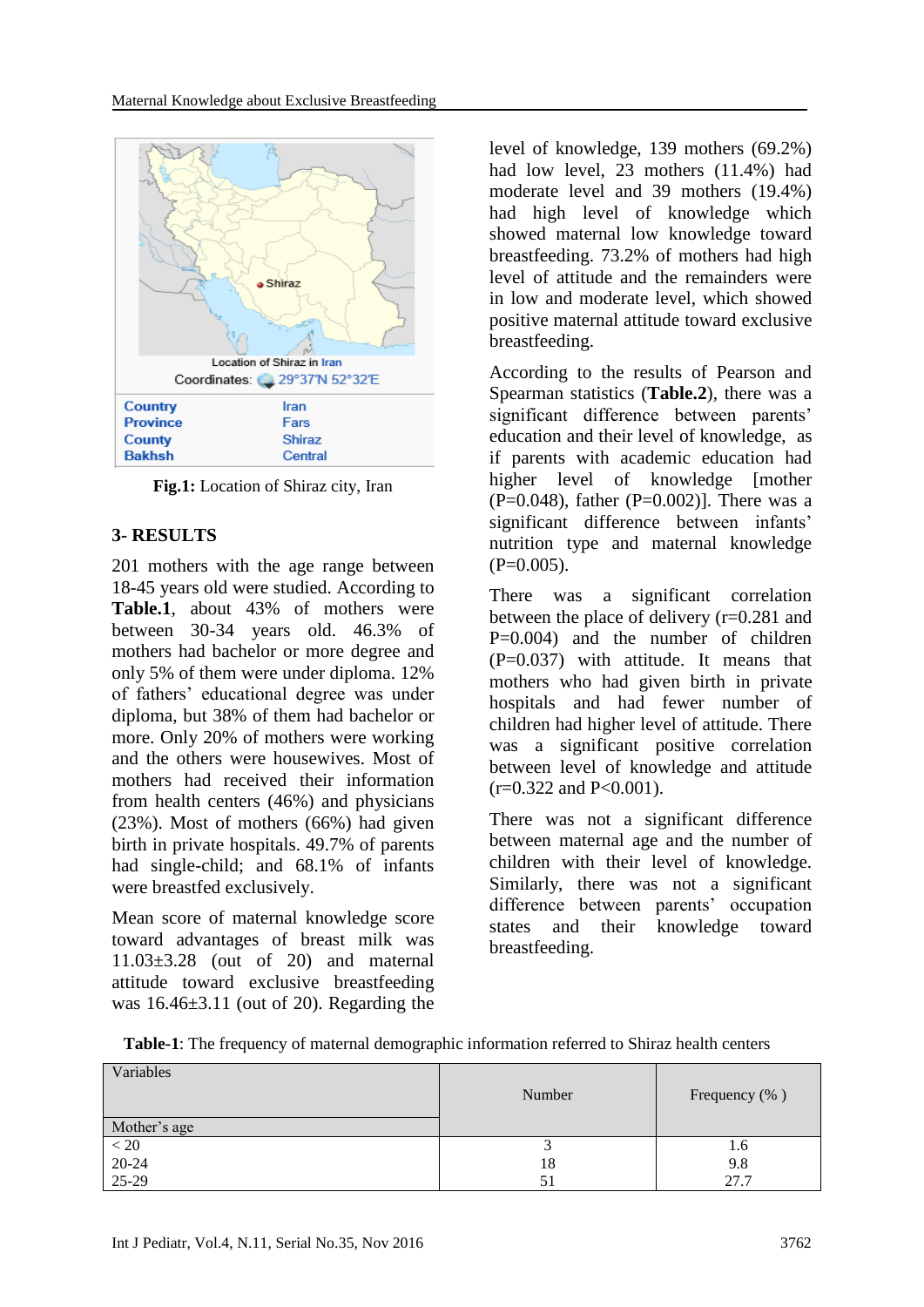| Location of Shiraz in Iran | |
|---|---|
| Coordinates: 29°37′N 52°32′E | |
| Country | Iran |
| Province | Fars |
| County | Shiraz |
| Bakhsh | Central |

**Fig.1:** Location of Shiraz city, Iran

## 3- RESULTS

201 mothers with the age range between 18-45 years old were studied. According to **Table.1**, about 43% of mothers were between 30-34 years old. 46.3% of mothers had bachelor or more degree and only 5% of them were under diploma. 12% of fathers' educational degree was under diploma, but 38% of them had bachelor or more. Only 20% of mothers were working and the others were housewives. Most of mothers had received their information from health centers (46%) and physicians (23%). Most of mothers (66%) had given birth in private hospitals. 49.7% of parents had single-child; and 68.1% of infants were breastfed exclusively.

Mean score of maternal knowledge score toward advantages of breast milk was 11.03±3.28 (out of 20) and maternal attitude toward exclusive breastfeeding was 16.46±3.11 (out of 20). Regarding the level of knowledge, 139 mothers (69.2%) had low level, 23 mothers (11.4%) had moderate level and 39 mothers (19.4%) had high level of knowledge which showed maternal low knowledge toward breastfeeding. 73.2% of mothers had high level of attitude and the remainders were in low and moderate level, which showed positive maternal attitude toward exclusive breastfeeding.

According to the results of Pearson and Spearman statistics (**Table.2**), there was a significant difference between parents' education and their level of knowledge, as if parents with academic education had higher level of knowledge [mother (P=0.048), father (P=0.002)]. There was a significant difference between infants' nutrition type and maternal knowledge (P=0.005).

There was a significant correlation between the place of delivery (r=0.281 and P=0.004) and the number of children (P=0.037) with attitude. It means that mothers who had given birth in private hospitals and had fewer number of children had higher level of attitude. There was a significant positive correlation between level of knowledge and attitude (r=0.322 and P<0.001).

There was not a significant difference between maternal age and the number of children with their level of knowledge. Similarly, there was not a significant difference between parents' occupation states and their knowledge toward breastfeeding.

**Table-1**: The frequency of maternal demographic information referred to Shiraz health centers

| Variables | Number | Frequency (% ) |
|---|---|---|
| Mother's age | | |
| < 20 | 3 | 1.6 |
| 20-24 | 18 | 9.8 |
| 25-29 | 51 | 27.7 |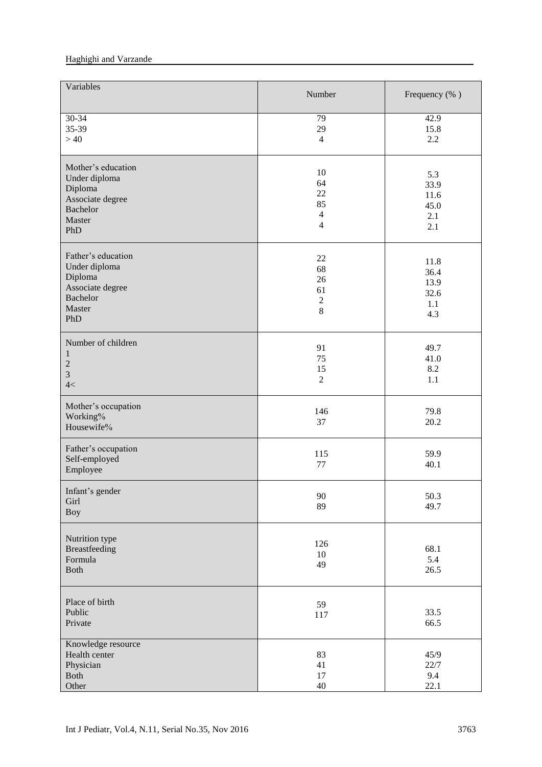| Variables | Number | Frequency (% ) |
|---|---|---|
| 30-34 | 79 | 42.9 |
| 35-39 | 29 | 15.8 |
| > 40 | 4 | 2.2 |
| Mother's education | | |
| Under diploma | 10 | 5.3 |
| Diploma | 64 | 33.9 |
| Associate degree | 22 | 11.6 |
| Bachelor | 85 | 45.0 |
| Master | 4 | 2.1 |
| PhD | 4 | 2.1 |
| Father's education | | |
| Under diploma | 22 | 11.8 |
| Diploma | 68 | 36.4 |
| Associate degree | 26 | 13.9 |
| Bachelor | 61 | 32.6 |
| Master | 2 | 1.1 |
| PhD | 8 | 4.3 |
| Number of children | | |
| 1 | 91 | 49.7 |
| 2 | 75 | 41.0 |
| 3 | 15 | 8.2 |
| 4< | 2 | 1.1 |
| Mother's occupation | | |
| Working% | 146 | 79.8 |
| Housewife% | 37 | 20.2 |
| Father's occupation | | |
| Self-employed | 115 | 59.9 |
| Employee | 77 | 40.1 |
| Infant's gender | | |
| Girl | 90 | 50.3 |
| Boy | 89 | 49.7 |
| Nutrition type | | |
| Breastfeeding | 126 | 68.1 |
| Formula | 10 | 5.4 |
| Both | 49 | 26.5 |
| Place of birth | | |
| Public | 59 | 33.5 |
| Private | 117 | 66.5 |
| Knowledge resource | | |
| Health center | 83 | 45/9 |
| Physician | 41 | 22/7 |
| Both | 17 | 9.4 |
| Other | 40 | 22.1 |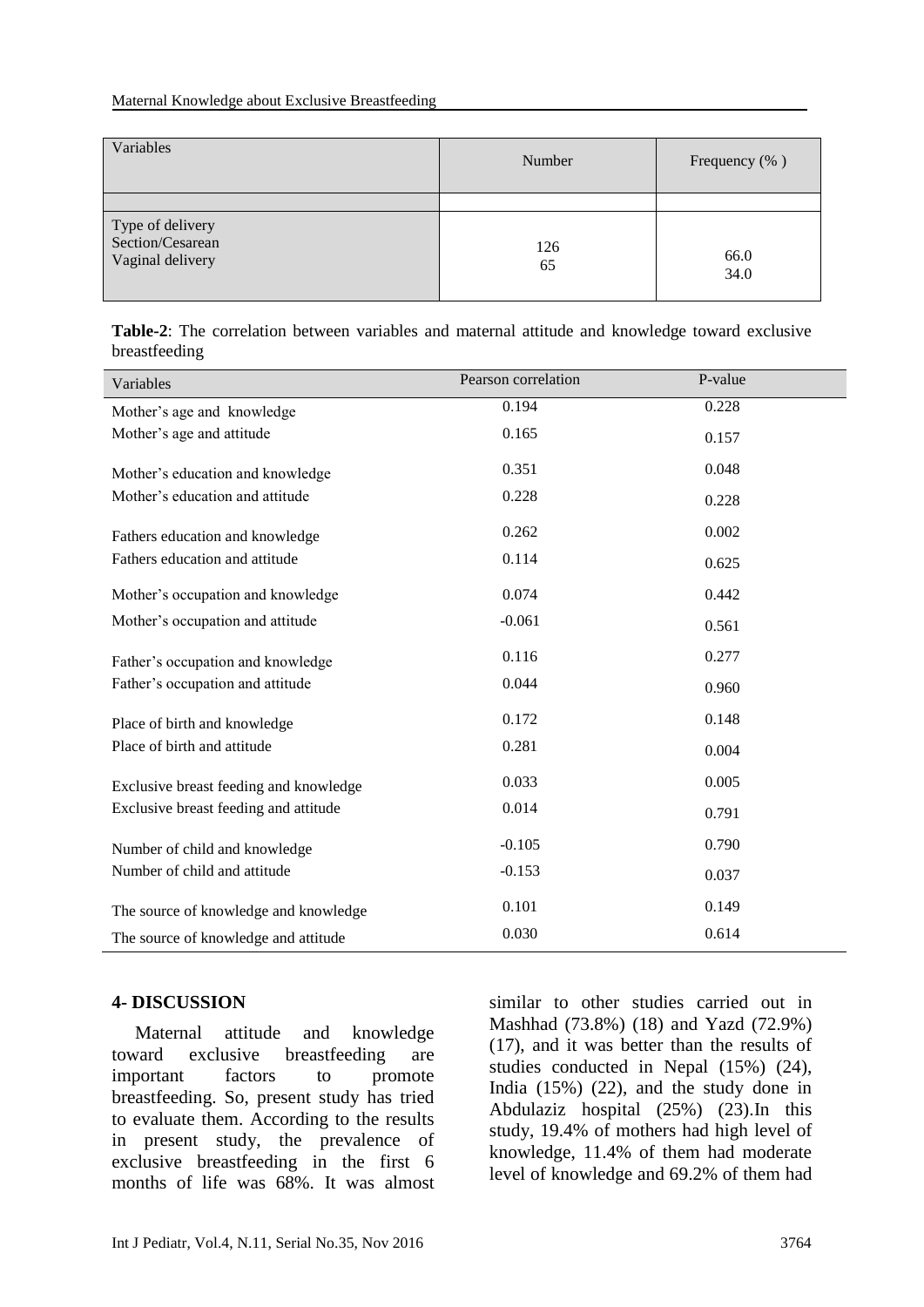| Variables | Number | Frequency (% ) |
|---|---|---|
| | | |
| Type of delivery<br>Section/Cesarean<br>Vaginal delivery | 126<br>65 | 66.0<br>34.0 |

**Table-2**: The correlation between variables and maternal attitude and knowledge toward exclusive breastfeeding

| Variables | Pearson correlation | P-value |
|---|---|---|
| Mother's age and knowledge | 0.194 | 0.228 |
| Mother's age and attitude | 0.165 | 0.157 |
| Mother's education and knowledge | 0.351 | 0.048 |
| Mother's education and attitude | 0.228 | 0.228 |
| Fathers education and knowledge | 0.262 | 0.002 |
| Fathers education and attitude | 0.114 | 0.625 |
| Mother's occupation and knowledge | 0.074 | 0.442 |
| Mother's occupation and attitude | -0.061 | 0.561 |
| Father's occupation and knowledge | 0.116 | 0.277 |
| Father's occupation and attitude | 0.044 | 0.960 |
| Place of birth and knowledge | 0.172 | 0.148 |
| Place of birth and attitude | 0.281 | 0.004 |
| Exclusive breast feeding and knowledge | 0.033 | 0.005 |
| Exclusive breast feeding and attitude | 0.014 | 0.791 |
| Number of child and knowledge | -0.105 | 0.790 |
| Number of child and attitude | -0.153 | 0.037 |
| The source of knowledge and knowledge | 0.101 | 0.149 |
| The source of knowledge and attitude | 0.030 | 0.614 |

## 4- DISCUSSION

Maternal attitude and knowledge toward exclusive breastfeeding are important factors to promote breastfeeding. So, present study has tried to evaluate them. According to the results in present study, the prevalence of exclusive breastfeeding in the first 6 months of life was 68%. It was almost similar to other studies carried out in Mashhad (73.8%) (18) and Yazd (72.9%) (17), and it was better than the results of studies conducted in Nepal (15%) (24), India (15%) (22), and the study done in Abdulaziz hospital (25%) (23).In this study, 19.4% of mothers had high level of knowledge, 11.4% of them had moderate level of knowledge and 69.2% of them had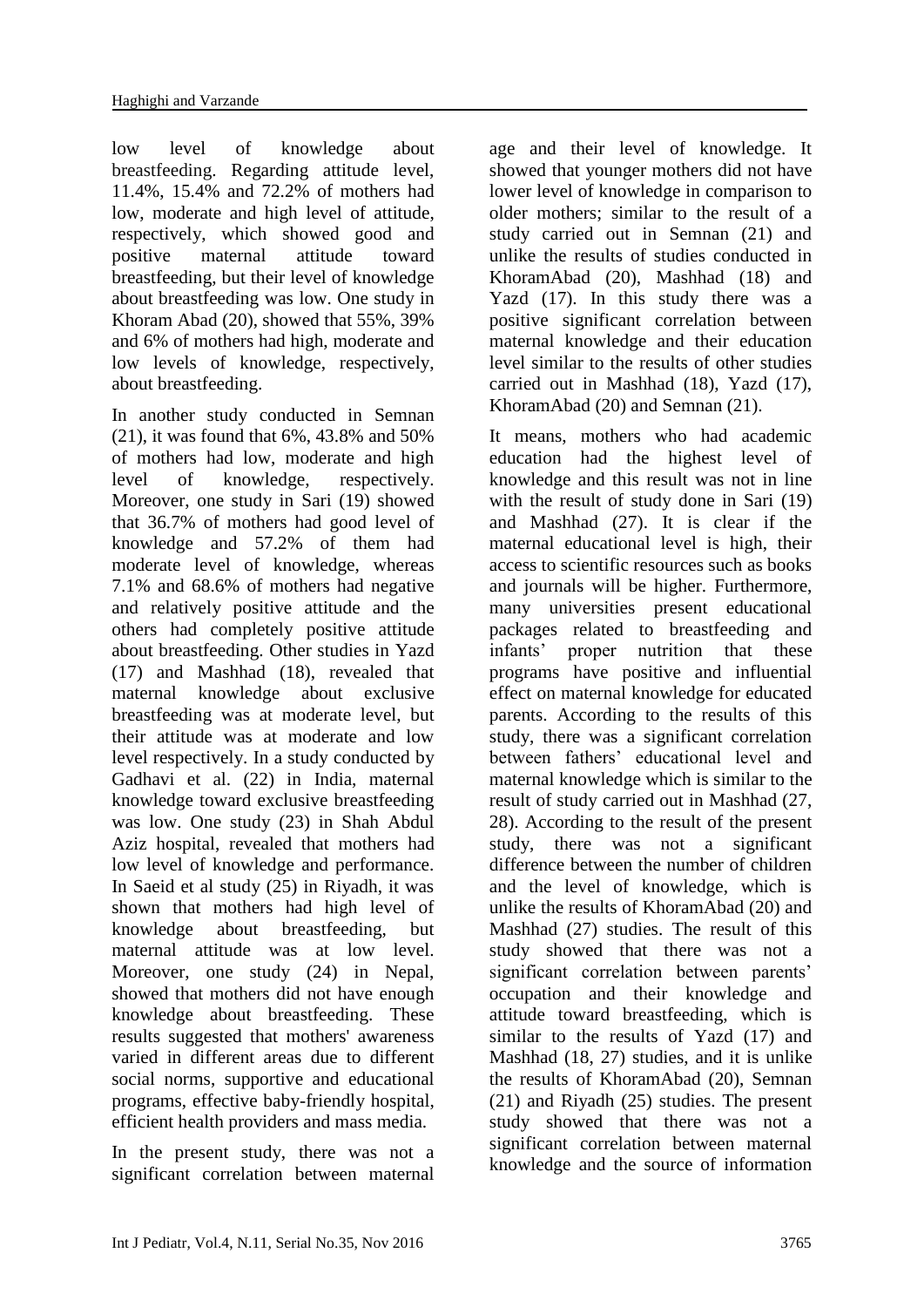low level of knowledge about breastfeeding. Regarding attitude level, 11.4%, 15.4% and 72.2% of mothers had low, moderate and high level of attitude, respectively, which showed good and positive maternal attitude toward breastfeeding, but their level of knowledge about breastfeeding was low. One study in Khoram Abad (20), showed that 55%, 39% and 6% of mothers had high, moderate and low levels of knowledge, respectively, about breastfeeding.

In another study conducted in Semnan (21), it was found that 6%, 43.8% and 50% of mothers had low, moderate and high level of knowledge, respectively. Moreover, one study in Sari (19) showed that 36.7% of mothers had good level of knowledge and 57.2% of them had moderate level of knowledge, whereas 7.1% and 68.6% of mothers had negative and relatively positive attitude and the others had completely positive attitude about breastfeeding. Other studies in Yazd (17) and Mashhad (18), revealed that maternal knowledge about exclusive breastfeeding was at moderate level, but their attitude was at moderate and low level respectively. In a study conducted by Gadhavi et al. (22) in India, maternal knowledge toward exclusive breastfeeding was low. One study (23) in Shah Abdul Aziz hospital, revealed that mothers had low level of knowledge and performance. In Saeid et al study (25) in Riyadh, it was shown that mothers had high level of knowledge about breastfeeding, but maternal attitude was at low level. Moreover, one study (24) in Nepal, showed that mothers did not have enough knowledge about breastfeeding. These results suggested that mothers' awareness varied in different areas due to different social norms, supportive and educational programs, effective baby-friendly hospital, efficient health providers and mass media.

In the present study, there was not a significant correlation between maternal age and their level of knowledge. It showed that younger mothers did not have lower level of knowledge in comparison to older mothers; similar to the result of a study carried out in Semnan (21) and unlike the results of studies conducted in KhoramAbad (20), Mashhad (18) and Yazd (17). In this study there was a positive significant correlation between maternal knowledge and their education level similar to the results of other studies carried out in Mashhad (18), Yazd (17), KhoramAbad (20) and Semnan (21).

It means, mothers who had academic education had the highest level of knowledge and this result was not in line with the result of study done in Sari (19) and Mashhad (27). It is clear if the maternal educational level is high, their access to scientific resources such as books and journals will be higher. Furthermore, many universities present educational packages related to breastfeeding and infants' proper nutrition that these programs have positive and influential effect on maternal knowledge for educated parents. According to the results of this study, there was a significant correlation between fathers' educational level and maternal knowledge which is similar to the result of study carried out in Mashhad (27, 28). According to the result of the present study, there was not a significant difference between the number of children and the level of knowledge, which is unlike the results of KhoramAbad (20) and Mashhad (27) studies. The result of this study showed that there was not a significant correlation between parents' occupation and their knowledge and attitude toward breastfeeding, which is similar to the results of Yazd (17) and Mashhad (18, 27) studies, and it is unlike the results of KhoramAbad (20), Semnan (21) and Riyadh (25) studies. The present study showed that there was not a significant correlation between maternal knowledge and the source of information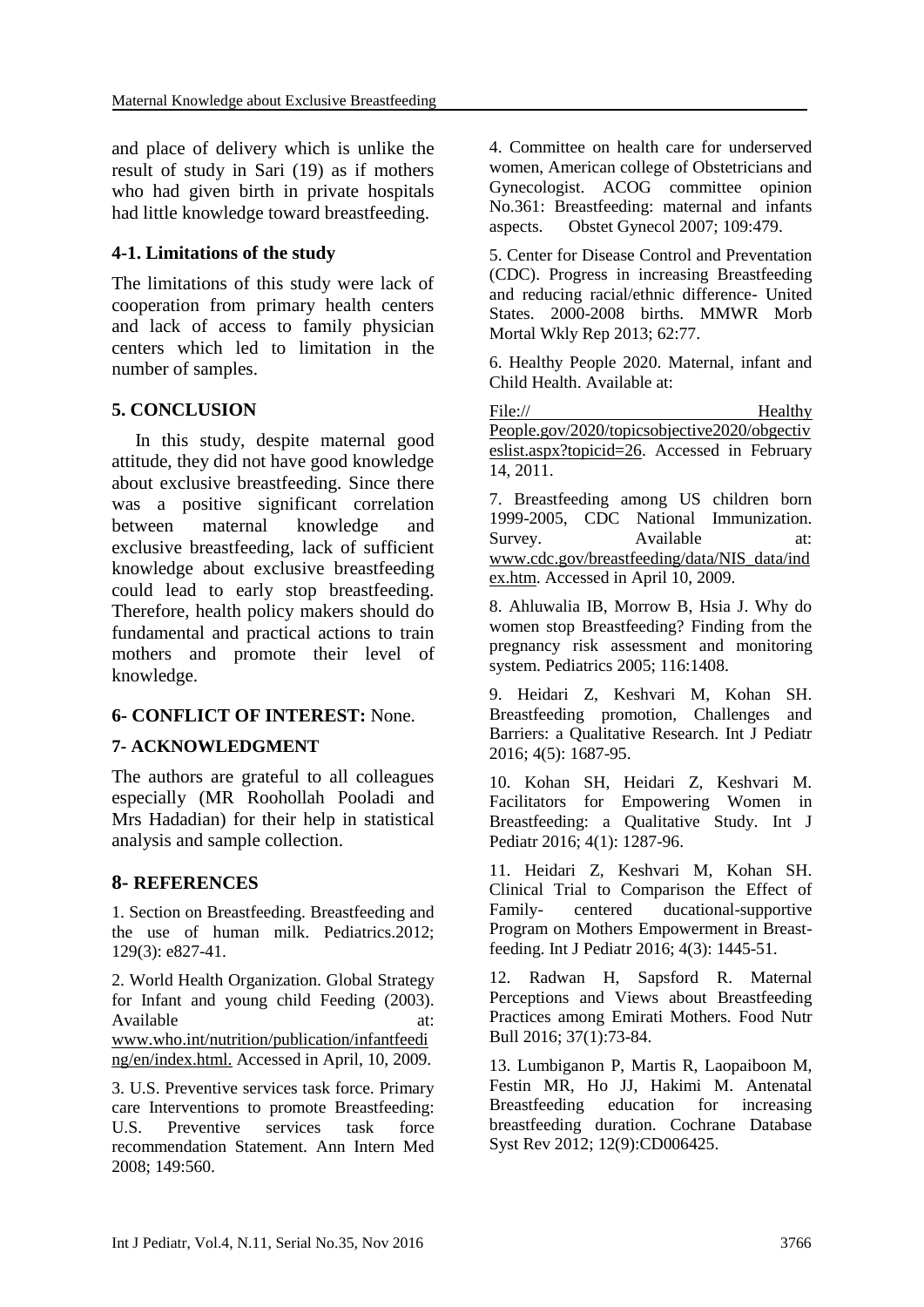and place of delivery which is unlike the result of study in Sari (19) as if mothers who had given birth in private hospitals had little knowledge toward breastfeeding.

### 4-1. Limitations of the study

The limitations of this study were lack of cooperation from primary health centers and lack of access to family physician centers which led to limitation in the number of samples.

## 5. CONCLUSION

In this study, despite maternal good attitude, they did not have good knowledge about exclusive breastfeeding. Since there was a positive significant correlation between maternal knowledge and exclusive breastfeeding, lack of sufficient knowledge about exclusive breastfeeding could lead to early stop breastfeeding. Therefore, health policy makers should do fundamental and practical actions to train mothers and promote their level of knowledge.

## 6- CONFLICT OF INTEREST: None.

## 7- ACKNOWLEDGMENT

The authors are grateful to all colleagues especially (MR Roohollah Pooladi and Mrs Hadadian) for their help in statistical analysis and sample collection.

## 8- REFERENCES

1. Section on Breastfeeding. Breastfeeding and the use of human milk. Pediatrics.2012; 129(3): e827-41.

2. World Health Organization. Global Strategy for Infant and young child Feeding (2003). Available at: www.who.int/nutrition/publication/infantfeeding/en/index.html. Accessed in April, 10, 2009.

3. U.S. Preventive services task force. Primary care Interventions to promote Breastfeeding: U.S. Preventive services task force recommendation Statement. Ann Intern Med 2008; 149:560.

4. Committee on health care for underserved women, American college of Obstetricians and Gynecologist. ACOG committee opinion No.361: Breastfeeding: maternal and infants aspects. Obstet Gynecol 2007; 109:479.

5. Center for Disease Control and Prevention (CDC). Progress in increasing Breastfeeding and reducing racial/ethnic difference- United States. 2000-2008 births. MMWR Morb Mortal Wkly Rep 2013; 62:77.

6. Healthy People 2020. Maternal, infant and Child Health. Available at: File:// Healthy People.gov/2020/topicsobjective2020/obgectiveslist.aspx?topicid=26. Accessed in February 14, 2011.

7. Breastfeeding among US children born 1999-2005, CDC National Immunization. Survey. Available at: www.cdc.gov/breastfeeding/data/NIS_data/index.htm. Accessed in April 10, 2009.

8. Ahluwalia IB, Morrow B, Hsia J. Why do women stop Breastfeeding? Finding from the pregnancy risk assessment and monitoring system. Pediatrics 2005; 116:1408.

9. Heidari Z, Keshvari M, Kohan SH. Breastfeeding promotion, Challenges and Barriers: a Qualitative Research. Int J Pediatr 2016; 4(5): 1687-95.

10. Kohan SH, Heidari Z, Keshvari M. Facilitators for Empowering Women in Breastfeeding: a Qualitative Study. Int J Pediatr 2016; 4(1): 1287-96.

11. Heidari Z, Keshvari M, Kohan SH. Clinical Trial to Comparison the Effect of Family- centered ducational-supportive Program on Mothers Empowerment in Breast-feeding. Int J Pediatr 2016; 4(3): 1445-51.

12. Radwan H, Sapsford R. Maternal Perceptions and Views about Breastfeeding Practices among Emirati Mothers. Food Nutr Bull 2016; 37(1):73-84.

13. Lumbiganon P, Martis R, Laopaiboon M, Festin MR, Ho JJ, Hakimi M. Antenatal Breastfeeding education for increasing breastfeeding duration. Cochrane Database Syst Rev 2012; 12(9):CD006425.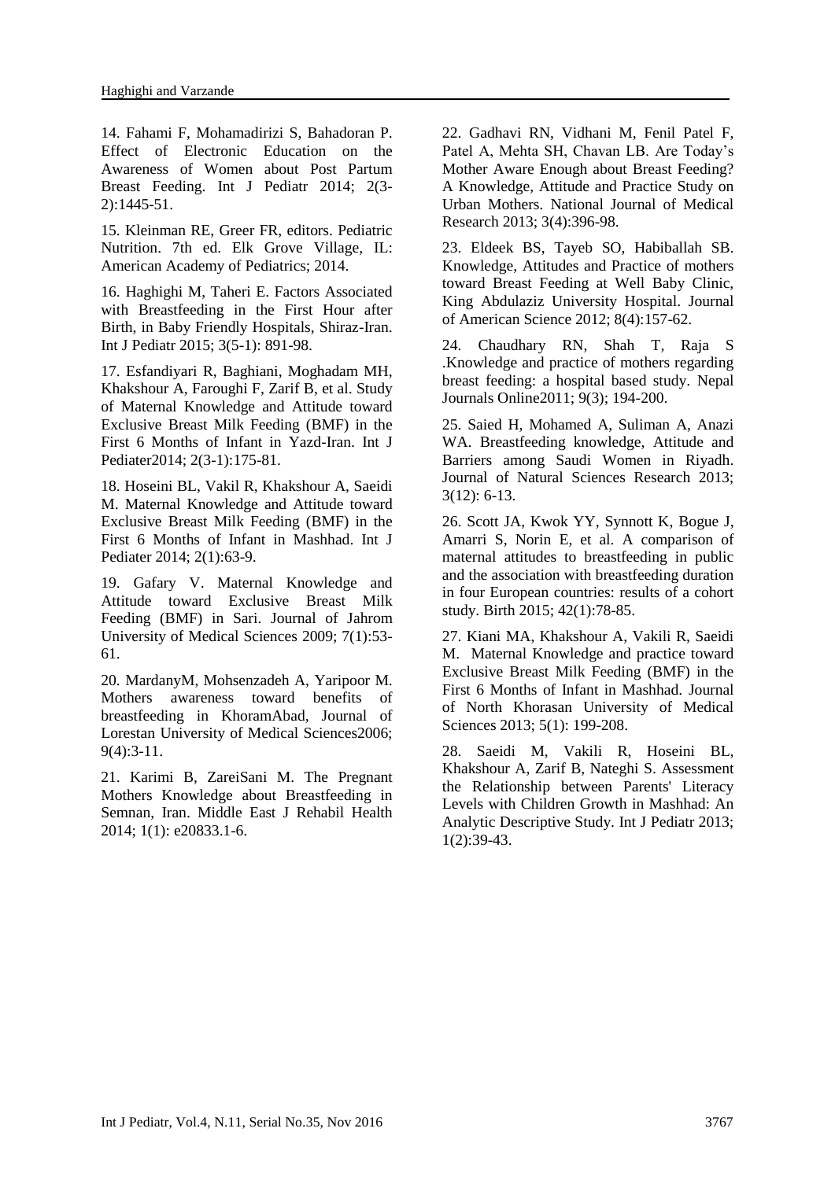14. Fahami F, Mohamadirizi S, Bahadoran P. Effect of Electronic Education on the Awareness of Women about Post Partum Breast Feeding. Int J Pediatr 2014; 2(3-2):1445-51.

15. Kleinman RE, Greer FR, editors. Pediatric Nutrition. 7th ed. Elk Grove Village, IL: American Academy of Pediatrics; 2014.

16. Haghighi M, Taheri E. Factors Associated with Breastfeeding in the First Hour after Birth, in Baby Friendly Hospitals, Shiraz-Iran. Int J Pediatr 2015; 3(5-1): 891-98.

17. Esfandiyari R, Baghiani, Moghadam MH, Khakshour A, Faroughi F, Zarif B, et al. Study of Maternal Knowledge and Attitude toward Exclusive Breast Milk Feeding (BMF) in the First 6 Months of Infant in Yazd-Iran. Int J Pediater2014; 2(3-1):175-81.

18. Hoseini BL, Vakil R, Khakshour A, Saeidi M. Maternal Knowledge and Attitude toward Exclusive Breast Milk Feeding (BMF) in the First 6 Months of Infant in Mashhad. Int J Pediater 2014; 2(1):63-9.

19. Gafary V. Maternal Knowledge and Attitude toward Exclusive Breast Milk Feeding (BMF) in Sari. Journal of Jahrom University of Medical Sciences 2009; 7(1):53-61.

20. MardanyM, Mohsenzadeh A, Yaripoor M. Mothers awareness toward benefits of breastfeeding in KhoramAbad, Journal of Lorestan University of Medical Sciences2006; 9(4):3-11.

21. Karimi B, ZareiSani M. The Pregnant Mothers Knowledge about Breastfeeding in Semnan, Iran. Middle East J Rehabil Health 2014; 1(1): e20833.1-6.

22. Gadhavi RN, Vidhani M, Fenil Patel F, Patel A, Mehta SH, Chavan LB. Are Today's Mother Aware Enough about Breast Feeding? A Knowledge, Attitude and Practice Study on Urban Mothers. National Journal of Medical Research 2013; 3(4):396-98.

23. Eldeek BS, Tayeb SO, Habiballah SB. Knowledge, Attitudes and Practice of mothers toward Breast Feeding at Well Baby Clinic, King Abdulaziz University Hospital. Journal of American Science 2012; 8(4):157-62.

24. Chaudhary RN, Shah T, Raja S .Knowledge and practice of mothers regarding breast feeding: a hospital based study. Nepal Journals Online2011; 9(3); 194-200.

25. Saied H, Mohamed A, Suliman A, Anazi WA. Breastfeeding knowledge, Attitude and Barriers among Saudi Women in Riyadh. Journal of Natural Sciences Research 2013; 3(12): 6-13.

26. Scott JA, Kwok YY, Synnott K, Bogue J, Amarri S, Norin E, et al. A comparison of maternal attitudes to breastfeeding in public and the association with breastfeeding duration in four European countries: results of a cohort study. Birth 2015; 42(1):78-85.

27. Kiani MA, Khakshour A, Vakili R, Saeidi M. Maternal Knowledge and practice toward Exclusive Breast Milk Feeding (BMF) in the First 6 Months of Infant in Mashhad. Journal of North Khorasan University of Medical Sciences 2013; 5(1): 199-208.

28. Saeidi M, Vakili R, Hoseini BL, Khakshour A, Zarif B, Nateghi S. Assessment the Relationship between Parents' Literacy Levels with Children Growth in Mashhad: An Analytic Descriptive Study. Int J Pediatr 2013; 1(2):39-43.